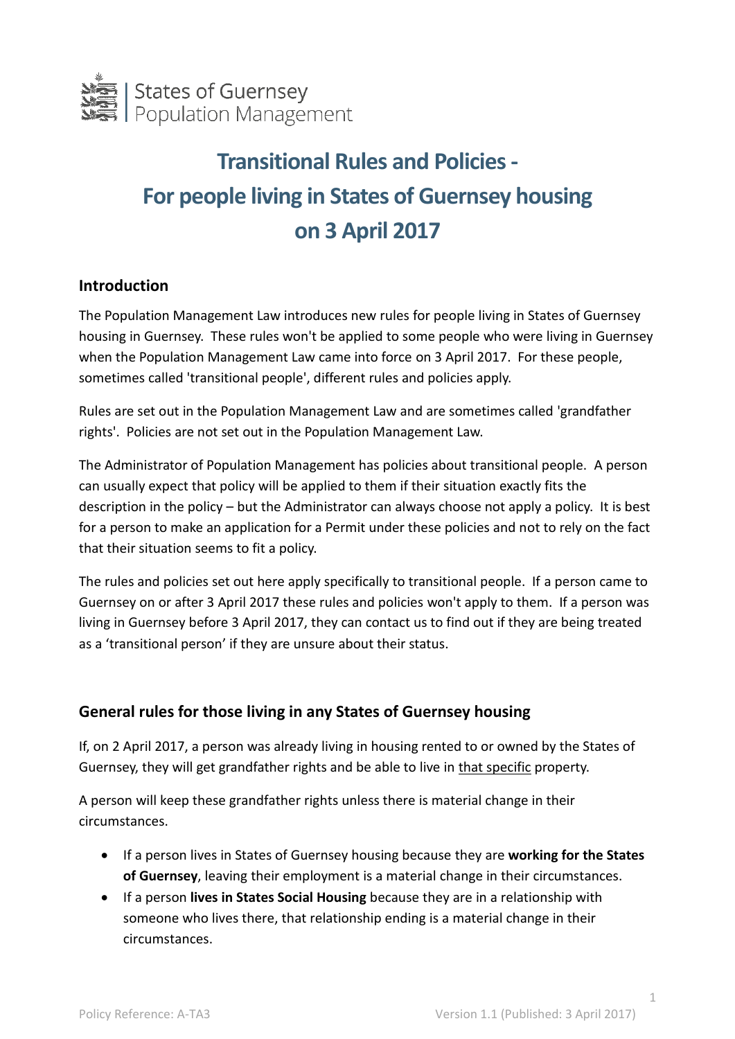States of Guernsey
Population Management

# Transitional Rules and Policies - For people living in States of Guernsey housing on 3 April 2017

## Introduction

The Population Management Law introduces new rules for people living in States of Guernsey housing in Guernsey. These rules won't be applied to some people who were living in Guernsey when the Population Management Law came into force on 3 April 2017. For these people, sometimes called 'transitional people', different rules and policies apply.

Rules are set out in the Population Management Law and are sometimes called 'grandfather rights'. Policies are not set out in the Population Management Law.

The Administrator of Population Management has policies about transitional people. A person can usually expect that policy will be applied to them if their situation exactly fits the description in the policy – but the Administrator can always choose not apply a policy. It is best for a person to make an application for a Permit under these policies and not to rely on the fact that their situation seems to fit a policy.

The rules and policies set out here apply specifically to transitional people. If a person came to Guernsey on or after 3 April 2017 these rules and policies won't apply to them. If a person was living in Guernsey before 3 April 2017, they can contact us to find out if they are being treated as a 'transitional person' if they are unsure about their status.

## General rules for those living in any States of Guernsey housing

If, on 2 April 2017, a person was already living in housing rented to or owned by the States of Guernsey, they will get grandfather rights and be able to live in that specific property.

A person will keep these grandfather rights unless there is material change in their circumstances.

- If a person lives in States of Guernsey housing because they are **working for the States of Guernsey**, leaving their employment is a material change in their circumstances.
- If a person **lives in States Social Housing** because they are in a relationship with someone who lives there, that relationship ending is a material change in their circumstances.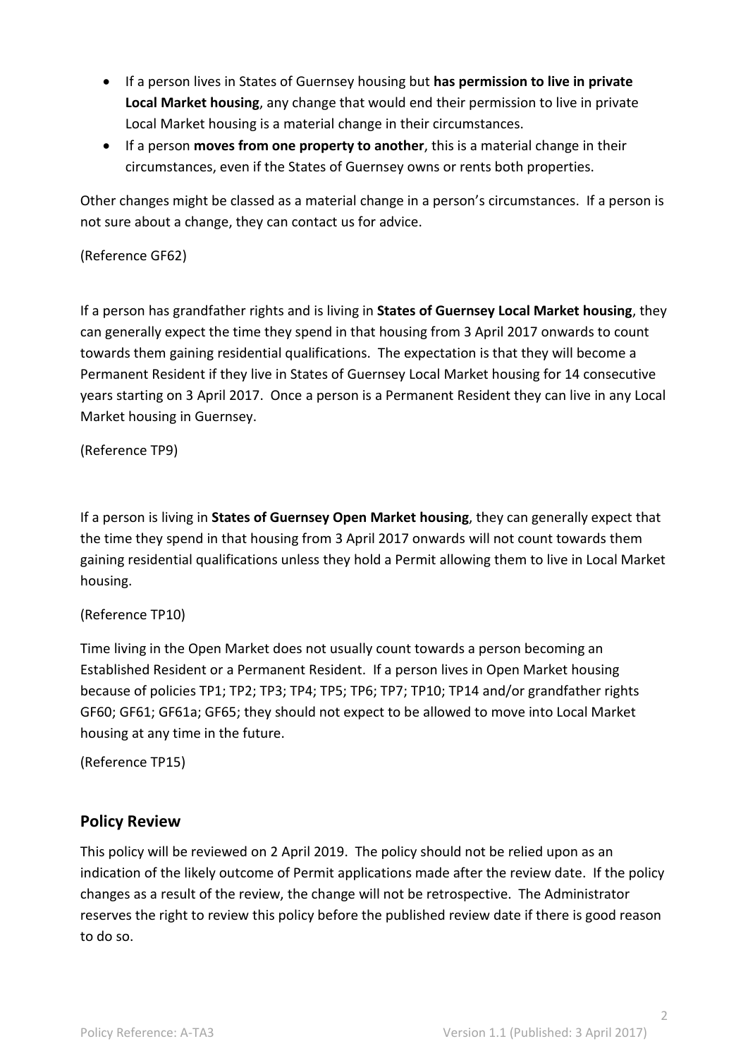- If a person lives in States of Guernsey housing but **has permission to live in private Local Market housing**, any change that would end their permission to live in private Local Market housing is a material change in their circumstances.
- If a person **moves from one property to another**, this is a material change in their circumstances, even if the States of Guernsey owns or rents both properties.

Other changes might be classed as a material change in a person's circumstances. If a person is not sure about a change, they can contact us for advice.

(Reference GF62)

If a person has grandfather rights and is living in **States of Guernsey Local Market housing**, they can generally expect the time they spend in that housing from 3 April 2017 onwards to count towards them gaining residential qualifications. The expectation is that they will become a Permanent Resident if they live in States of Guernsey Local Market housing for 14 consecutive years starting on 3 April 2017. Once a person is a Permanent Resident they can live in any Local Market housing in Guernsey.

(Reference TP9)

If a person is living in **States of Guernsey Open Market housing**, they can generally expect that the time they spend in that housing from 3 April 2017 onwards will not count towards them gaining residential qualifications unless they hold a Permit allowing them to live in Local Market housing.

(Reference TP10)

Time living in the Open Market does not usually count towards a person becoming an Established Resident or a Permanent Resident. If a person lives in Open Market housing because of policies TP1; TP2; TP3; TP4; TP5; TP6; TP7; TP10; TP14 and/or grandfather rights GF60; GF61; GF61a; GF65; they should not expect to be allowed to move into Local Market housing at any time in the future.

(Reference TP15)

## Policy Review

This policy will be reviewed on 2 April 2019. The policy should not be relied upon as an indication of the likely outcome of Permit applications made after the review date. If the policy changes as a result of the review, the change will not be retrospective. The Administrator reserves the right to review this policy before the published review date if there is good reason to do so.